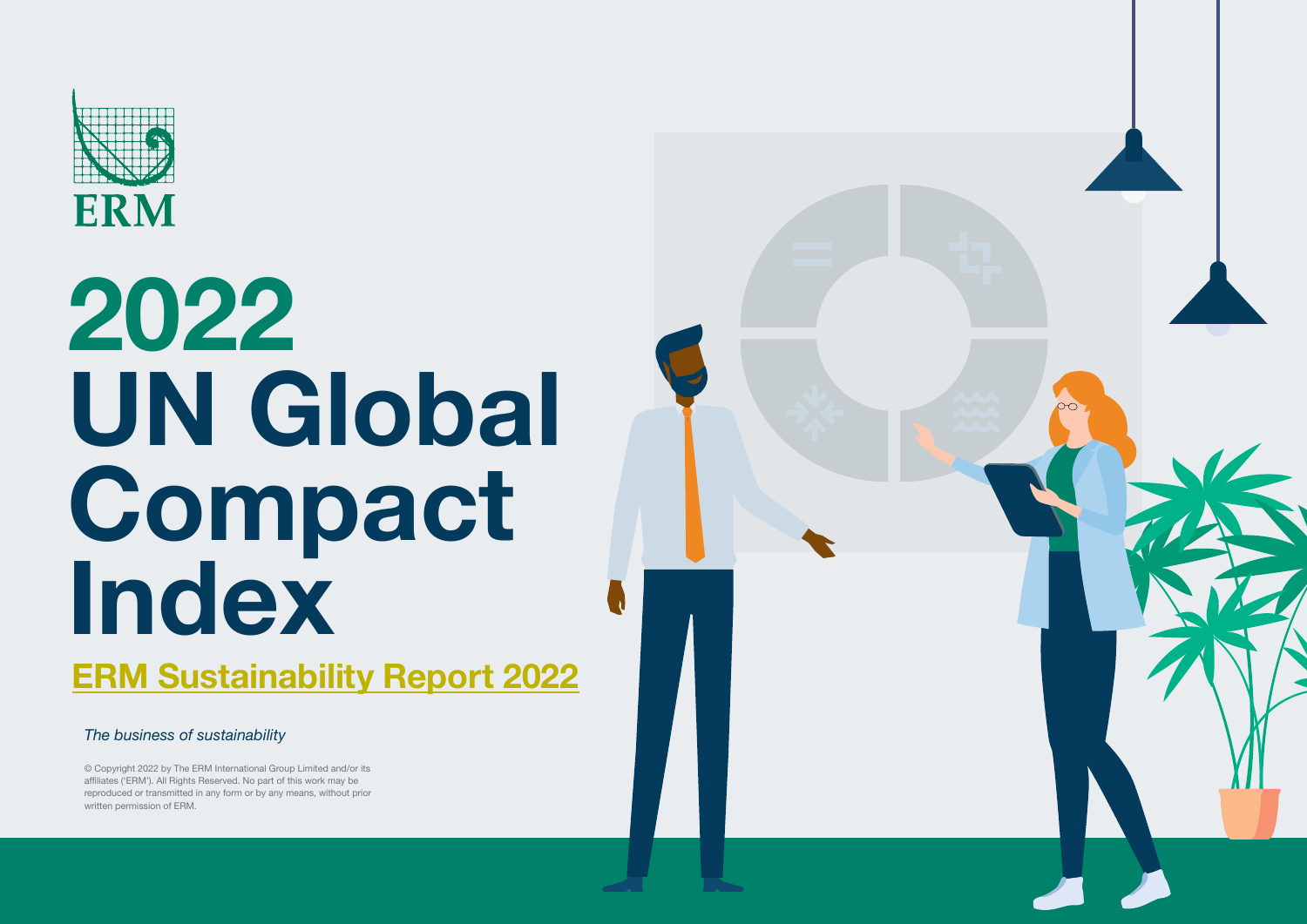ERM

# 2022 UN Global Compact Index

## ERM Sustainability Report 2022

*The business of sustainability*

© Copyright 2022 by The ERM International Group Limited and/or its affiliates ('ERM'). All Rights Reserved. No part of this work may be reproduced or transmitted in any form or by any means, without prior written permission of ERM.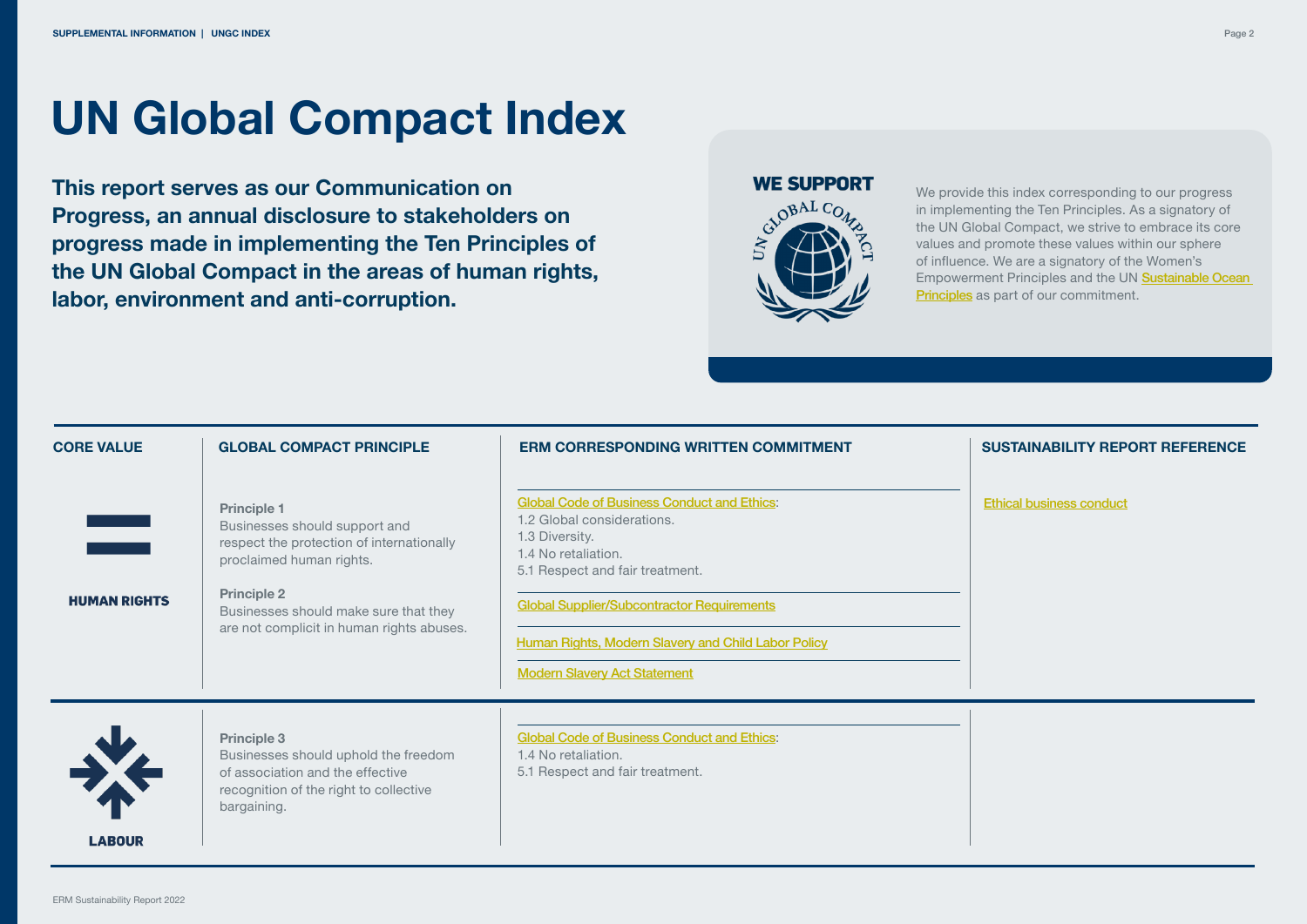# UN Global Compact Index

**This report serves as our Communication on Progress, an annual disclosure to stakeholders on progress made in implementing the Ten Principles of the UN Global Compact in the areas of human rights, labor, environment and anti-corruption.**

**WE SUPPORT** UN GLOBAL COMPACT

We provide this index corresponding to our progress in implementing the Ten Principles. As a signatory of the UN Global Compact, we strive to embrace its core values and promote these values within our sphere of influence. We are a signatory of the Women's Empowerment Principles and the UN Sustainable Ocean Principles as part of our commitment.

| CORE VALUE | GLOBAL COMPACT PRINCIPLE | ERM CORRESPONDING WRITTEN COMMITMENT | SUSTAINABILITY REPORT REFERENCE |
|---|---|---|---|
| HUMAN RIGHTS | **Principle 1**<br>Businesses should support and respect the protection of internationally proclaimed human rights.<br><br>**Principle 2**<br>Businesses should make sure that they are not complicit in human rights abuses. | Global Code of Business Conduct and Ethics:<br>1.2 Global considerations.<br>1.3 Diversity.<br>1.4 No retaliation.<br>5.1 Respect and fair treatment.<br><br>Global Supplier/Subcontractor Requirements<br><br>Human Rights, Modern Slavery and Child Labor Policy<br><br>Modern Slavery Act Statement | Ethical business conduct |
| LABOUR | **Principle 3**<br>Businesses should uphold the freedom of association and the effective recognition of the right to collective bargaining. | Global Code of Business Conduct and Ethics:<br>1.4 No retaliation.<br>5.1 Respect and fair treatment. | |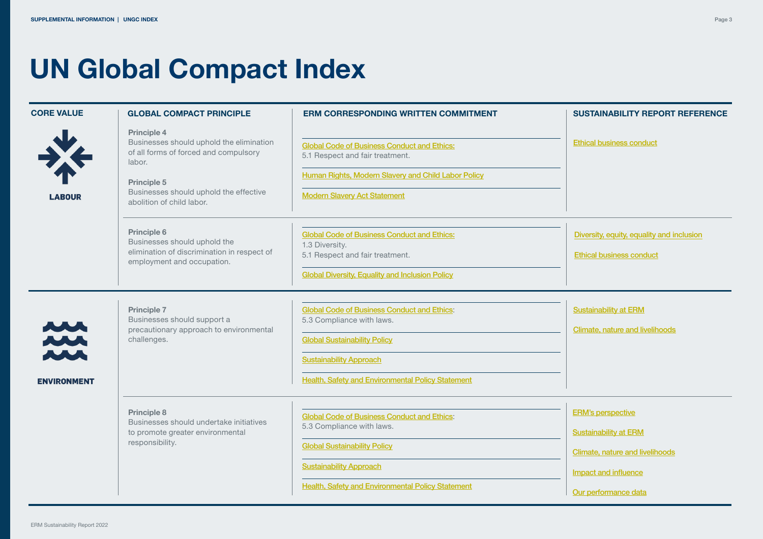# UN Global Compact Index

| CORE VALUE | GLOBAL COMPACT PRINCIPLE | ERM CORRESPONDING WRITTEN COMMITMENT | SUSTAINABILITY REPORT REFERENCE |
|---|---|---|---|
| LABOUR | **Principle 4**<br>Businesses should uphold the elimination of all forms of forced and compulsory labor.<br><br>**Principle 5**<br>Businesses should uphold the effective abolition of child labor. | Global Code of Business Conduct and Ethics:<br>5.1 Respect and fair treatment.<br><br>Human Rights, Modern Slavery and Child Labor Policy<br><br>Modern Slavery Act Statement | Ethical business conduct |
| | **Principle 6**<br>Businesses should uphold the elimination of discrimination in respect of employment and occupation. | Global Code of Business Conduct and Ethics:<br>1.3 Diversity.<br>5.1 Respect and fair treatment.<br><br>Global Diversity, Equality and Inclusion Policy | Diversity, equity, equality and inclusion<br><br>Ethical business conduct |
| ENVIRONMENT | **Principle 7**<br>Businesses should support a precautionary approach to environmental challenges. | Global Code of Business Conduct and Ethics:<br>5.3 Compliance with laws.<br><br>Global Sustainability Policy<br><br>Sustainability Approach<br><br>Health, Safety and Environmental Policy Statement | Sustainability at ERM<br><br>Climate, nature and livelihoods |
| | **Principle 8**<br>Businesses should undertake initiatives to promote greater environmental responsibility. | Global Code of Business Conduct and Ethics:<br>5.3 Compliance with laws.<br><br>Global Sustainability Policy<br><br>Sustainability Approach<br><br>Health, Safety and Environmental Policy Statement | ERM's perspective<br><br>Sustainability at ERM<br><br>Climate, nature and livelihoods<br><br>Impact and influence<br><br>Our performance data |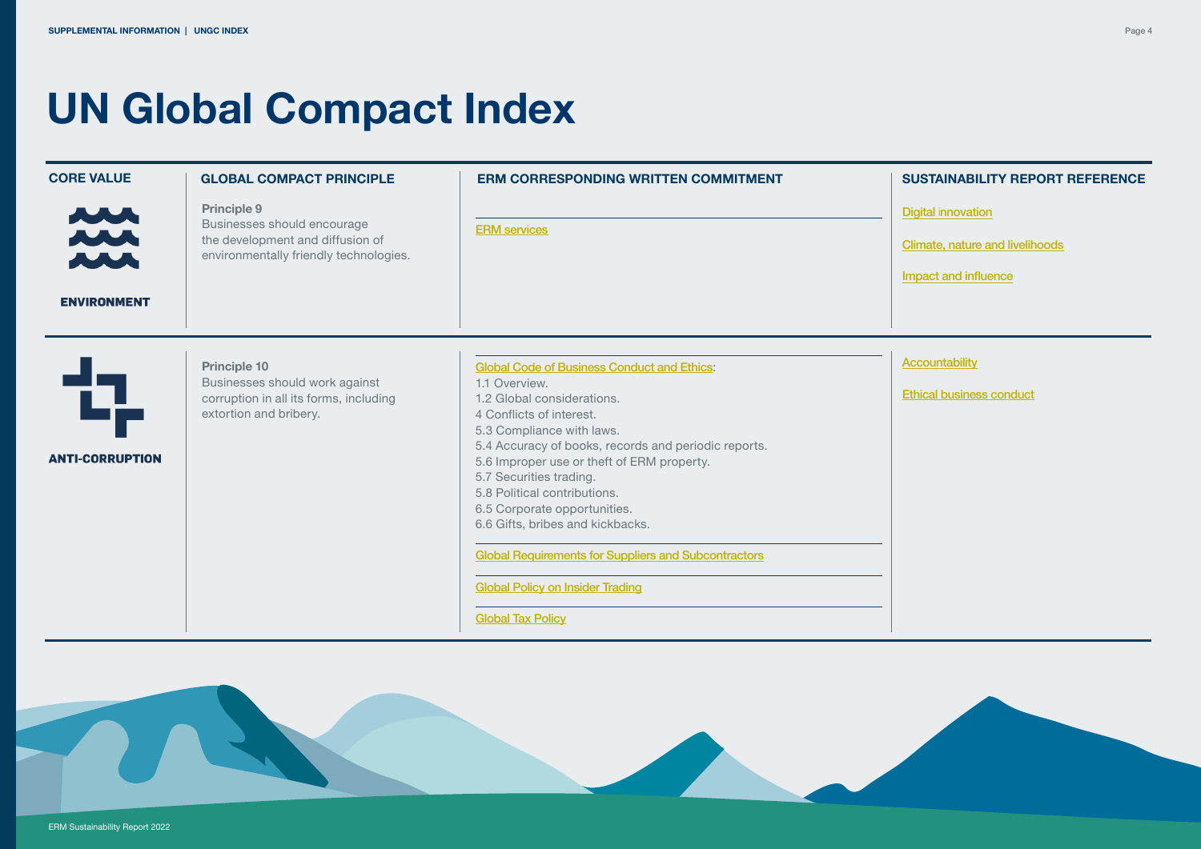# UN Global Compact Index

| CORE VALUE | GLOBAL COMPACT PRINCIPLE | ERM CORRESPONDING WRITTEN COMMITMENT | SUSTAINABILITY REPORT REFERENCE |
|---|---|---|---|
| ENVIRONMENT | **Principle 9**<br>Businesses should encourage the development and diffusion of environmentally friendly technologies. | ERM services | Digital innovation<br>Climate, nature and livelihoods<br>Impact and influence |
| ANTI-CORRUPTION | **Principle 10**<br>Businesses should work against corruption in all its forms, including extortion and bribery. | Global Code of Business Conduct and Ethics:<br>1.1 Overview.<br>1.2 Global considerations.<br>4 Conflicts of interest.<br>5.3 Compliance with laws.<br>5.4 Accuracy of books, records and periodic reports.<br>5.6 Improper use or theft of ERM property.<br>5.7 Securities trading.<br>5.8 Political contributions.<br>6.5 Corporate opportunities.<br>6.6 Gifts, bribes and kickbacks.<br><br>Global Requirements for Suppliers and Subcontractors<br><br>Global Policy on Insider Trading<br><br>Global Tax Policy | Accountability<br>Ethical business conduct |